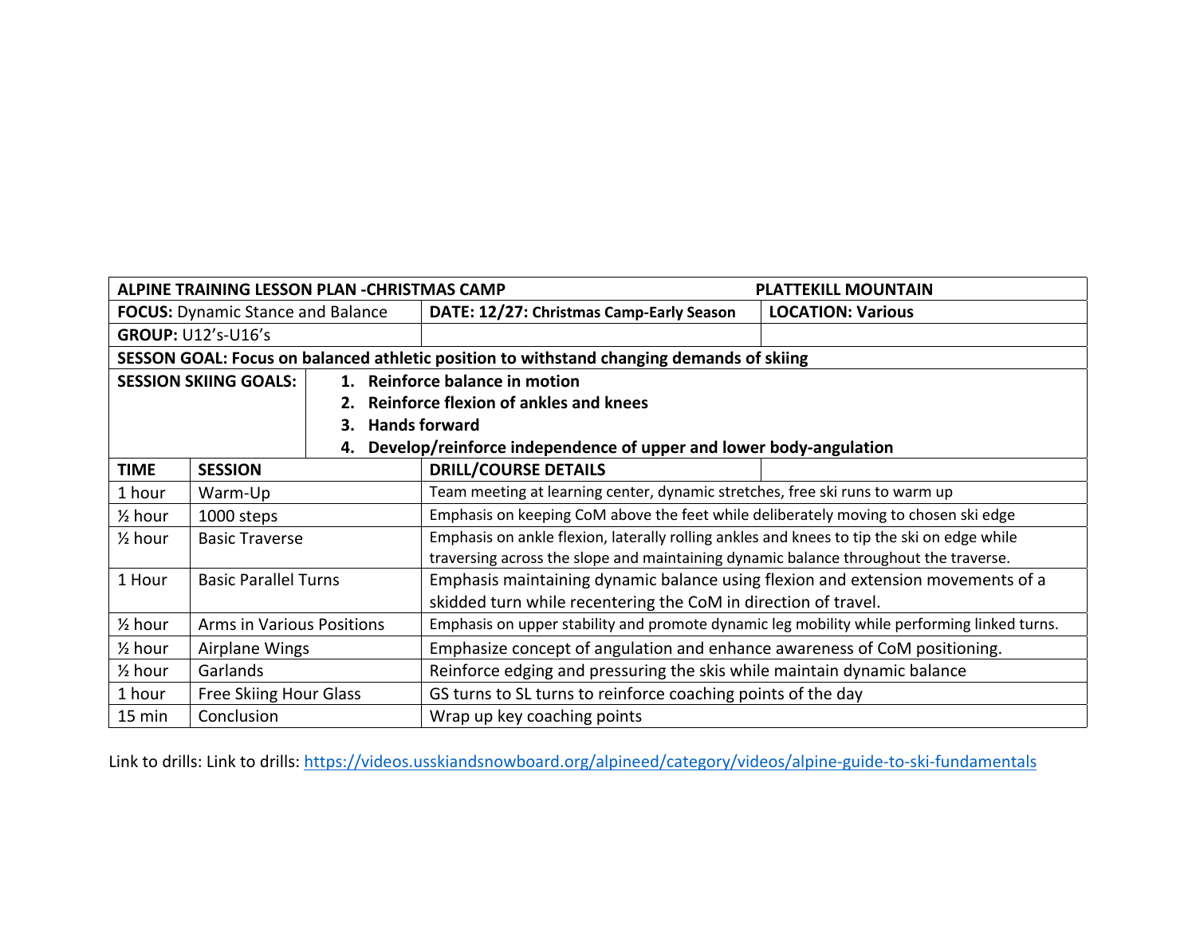| ALPINE TRAINING LESSON PLAN -CHRISTMAS CAMP | | | PLATTEKILL MOUNTAIN |
|---|---|---|---|
| **FOCUS:** Dynamic Stance and Balance | | **DATE: 12/27: Christmas Camp-Early Season** | **LOCATION: Various** |
| **GROUP:** U12's-U16's | | | |
| **SESSON GOAL: Focus on balanced athletic position to withstand changing demands of skiing** | | | |
| **SESSION SKIING GOALS:** | **1. Reinforce balance in motion**<br>**2. Reinforce flexion of ankles and knees**<br>**3. Hands forward**<br>**4. Develop/reinforce independence of upper and lower body-angulation** | | |
| **TIME** | **SESSION** | **DRILL/COURSE DETAILS** | |
| 1 hour | Warm-Up | Team meeting at learning center, dynamic stretches, free ski runs to warm up | |
| ½ hour | 1000 steps | Emphasis on keeping CoM above the feet while deliberately moving to chosen ski edge | |
| ½ hour | Basic Traverse | Emphasis on ankle flexion, laterally rolling ankles and knees to tip the ski on edge while traversing across the slope and maintaining dynamic balance throughout the traverse. | |
| 1 Hour | Basic Parallel Turns | Emphasis maintaining dynamic balance using flexion and extension movements of a skidded turn while recentering the CoM in direction of travel. | |
| ½ hour | Arms in Various Positions | Emphasis on upper stability and promote dynamic leg mobility while performing linked turns. | |
| ½ hour | Airplane Wings | Emphasize concept of angulation and enhance awareness of CoM positioning. | |
| ½ hour | Garlands | Reinforce edging and pressuring the skis while maintain dynamic balance | |
| 1 hour | Free Skiing Hour Glass | GS turns to SL turns to reinforce coaching points of the day | |
| 15 min | Conclusion | Wrap up key coaching points | |

Link to drills: Link to drills: https://videos.usskiandsnowboard.org/alpineed/category/videos/alpine-guide-to-ski-fundamentals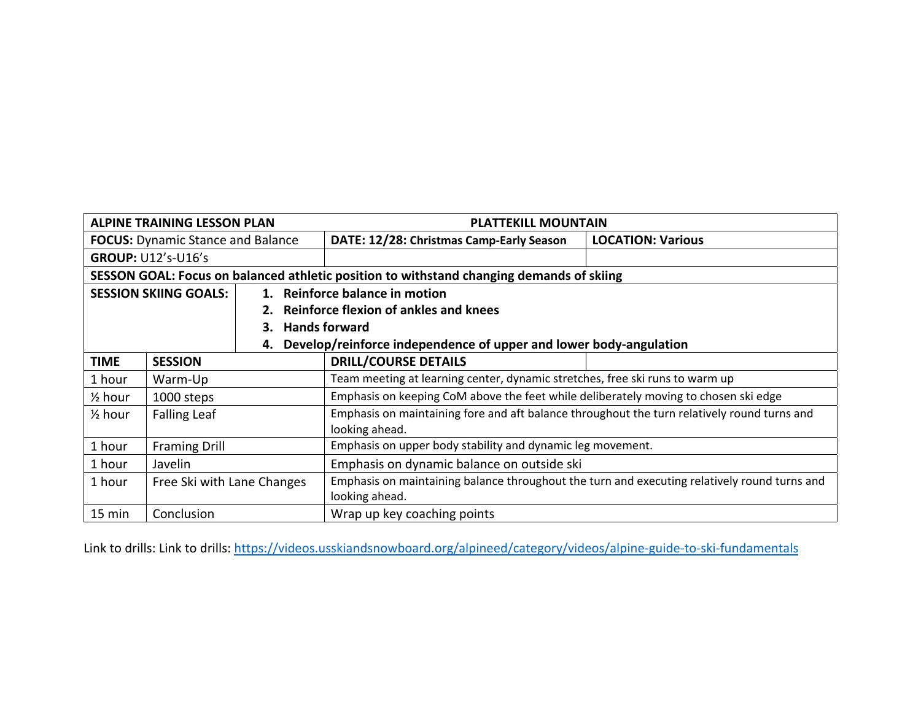| ALPINE TRAINING LESSON PLAN | | PLATTEKILL MOUNTAIN | |
|---|---|---|---|
| **FOCUS:** Dynamic Stance and Balance | | **DATE: 12/28: Christmas Camp-Early Season** | **LOCATION: Various** |
| **GROUP:** U12's-U16's | | | |
| **SESSON GOAL: Focus on balanced athletic position to withstand changing demands of skiing** | | | |
| **SESSION SKIING GOALS:** | **1. Reinforce balance in motion**<br>**2. Reinforce flexion of ankles and knees**<br>**3. Hands forward**<br>**4. Develop/reinforce independence of upper and lower body-angulation** | | |
| **TIME** | **SESSION** | **DRILL/COURSE DETAILS** | |
| 1 hour | Warm-Up | Team meeting at learning center, dynamic stretches, free ski runs to warm up | |
| ½ hour | 1000 steps | Emphasis on keeping CoM above the feet while deliberately moving to chosen ski edge | |
| ½ hour | Falling Leaf | Emphasis on maintaining fore and aft balance throughout the turn relatively round turns and looking ahead. | |
| 1 hour | Framing Drill | Emphasis on upper body stability and dynamic leg movement. | |
| 1 hour | Javelin | Emphasis on dynamic balance on outside ski | |
| 1 hour | Free Ski with Lane Changes | Emphasis on maintaining balance throughout the turn and executing relatively round turns and looking ahead. | |
| 15 min | Conclusion | Wrap up key coaching points | |

Link to drills: Link to drills: https://videos.usskiandsnowboard.org/alpineed/category/videos/alpine-guide-to-ski-fundamentals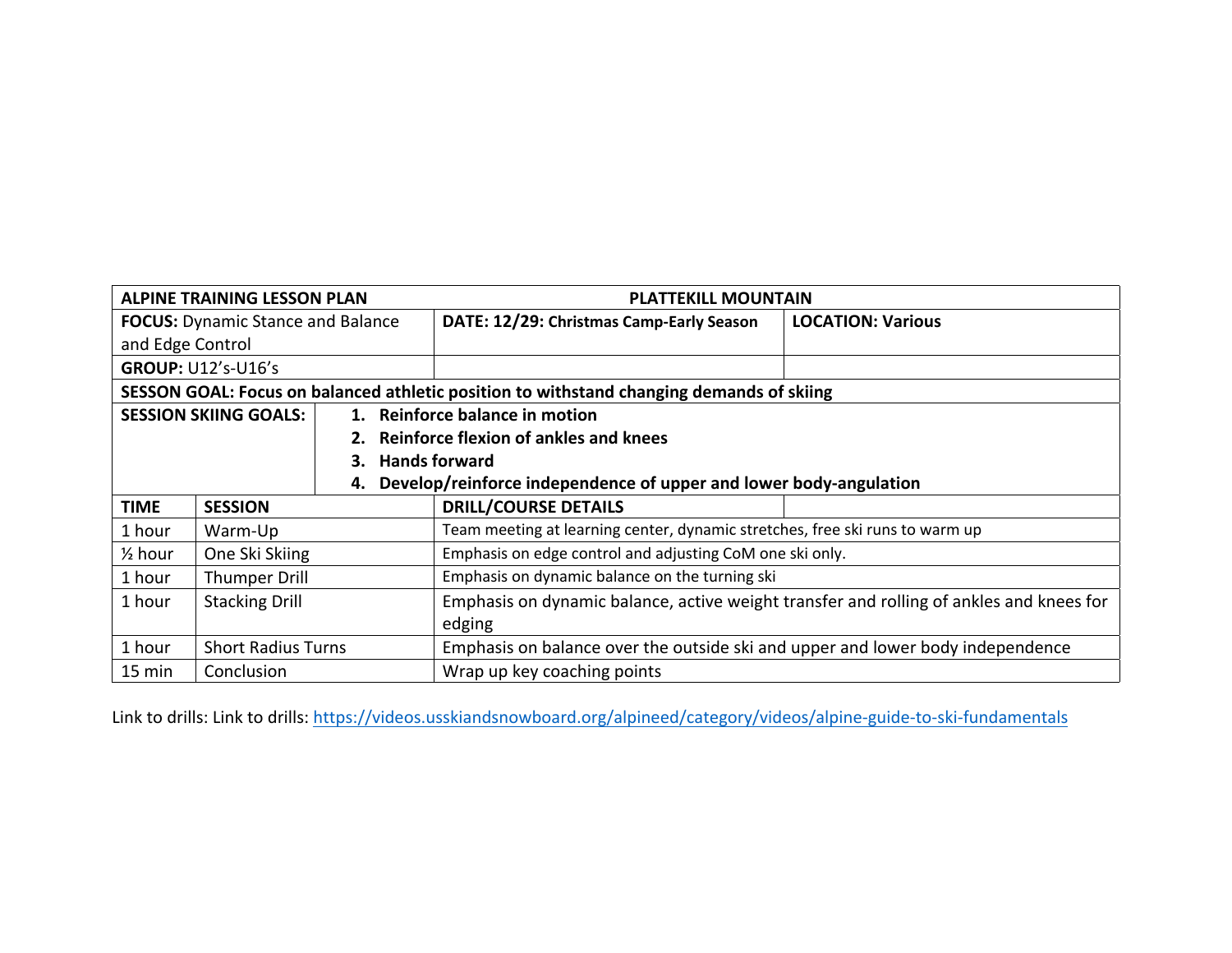| ALPINE TRAINING LESSON PLAN | | PLATTEKILL MOUNTAIN | |
|---|---|---|---|
| **FOCUS:** Dynamic Stance and Balance and Edge Control | | **DATE: 12/29: Christmas Camp-Early Season** | **LOCATION: Various** |
| **GROUP:** U12's-U16's | | | |
| **SESSON GOAL: Focus on balanced athletic position to withstand changing demands of skiing** | | | |
| **SESSION SKIING GOALS:** | **1. Reinforce balance in motion**<br>**2. Reinforce flexion of ankles and knees**<br>**3. Hands forward**<br>**4. Develop/reinforce independence of upper and lower body-angulation** | | |
| **TIME** | **SESSION** | **DRILL/COURSE DETAILS** | |
| 1 hour | Warm-Up | Team meeting at learning center, dynamic stretches, free ski runs to warm up | |
| ½ hour | One Ski Skiing | Emphasis on edge control and adjusting CoM one ski only. | |
| 1 hour | Thumper Drill | Emphasis on dynamic balance on the turning ski | |
| 1 hour | Stacking Drill | Emphasis on dynamic balance, active weight transfer and rolling of ankles and knees for edging | |
| 1 hour | Short Radius Turns | Emphasis on balance over the outside ski and upper and lower body independence | |
| 15 min | Conclusion | Wrap up key coaching points | |

Link to drills: Link to drills: https://videos.usskiandsnowboard.org/alpineed/category/videos/alpine-guide-to-ski-fundamentals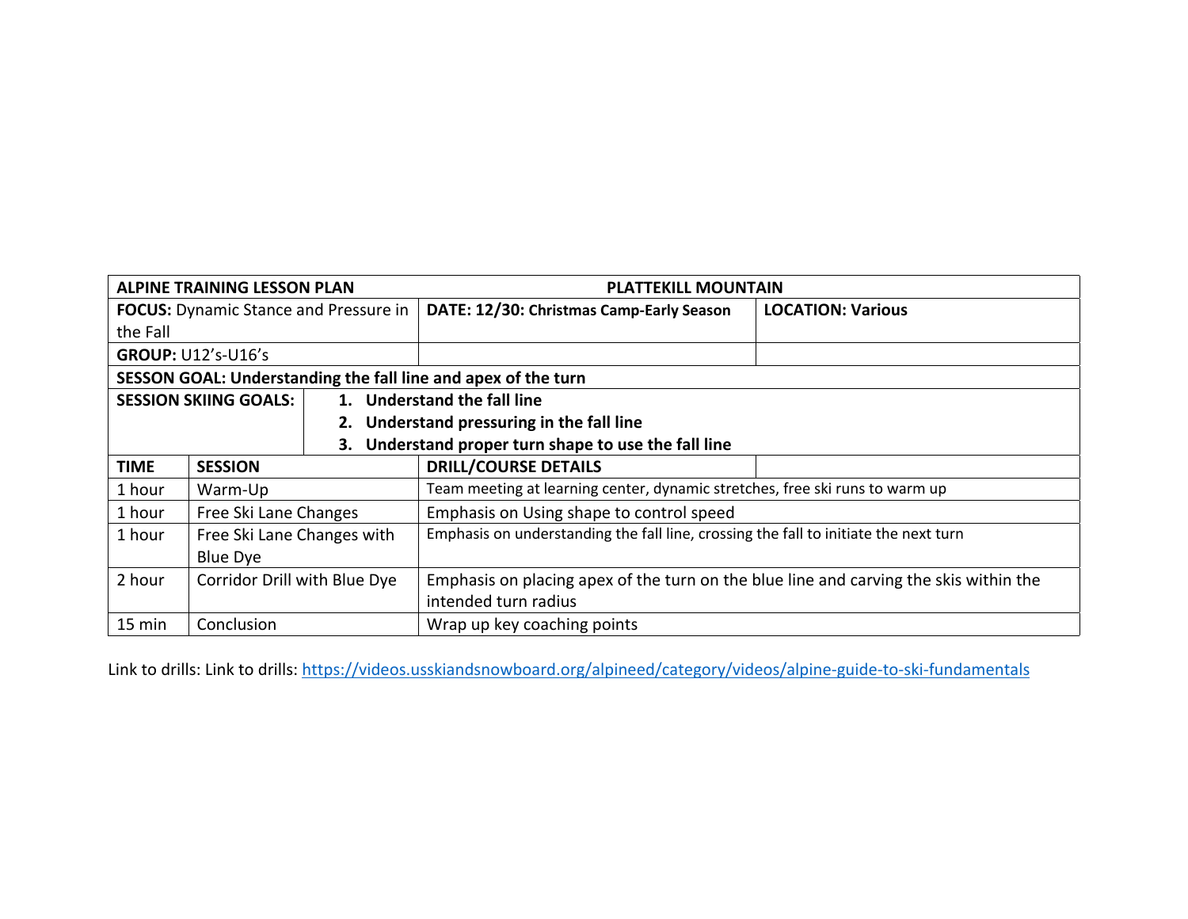| **ALPINE TRAINING LESSON PLAN** | | **PLATTEKILL MOUNTAIN** | |
|---|---|---|---|
| **FOCUS:** Dynamic Stance and Pressure in the Fall | | **DATE: 12/30: Christmas Camp-Early Season** | **LOCATION: Various** |
| **GROUP:** U12's-U16's | | | |
| **SESSON GOAL: Understanding the fall line and apex of the turn** | | | |
| **SESSION SKIING GOALS:** | **1. Understand the fall line**<br>**2. Understand pressuring in the fall line**<br>**3. Understand proper turn shape to use the fall line** | | |
| **TIME** | **SESSION** | **DRILL/COURSE DETAILS** | |
| 1 hour | Warm-Up | Team meeting at learning center, dynamic stretches, free ski runs to warm up | |
| 1 hour | Free Ski Lane Changes | Emphasis on Using shape to control speed | |
| 1 hour | Free Ski Lane Changes with Blue Dye | Emphasis on understanding the fall line, crossing the fall to initiate the next turn | |
| 2 hour | Corridor Drill with Blue Dye | Emphasis on placing apex of the turn on the blue line and carving the skis within the intended turn radius | |
| 15 min | Conclusion | Wrap up key coaching points | |

Link to drills: Link to drills: https://videos.usskiandsnowboard.org/alpineed/category/videos/alpine-guide-to-ski-fundamentals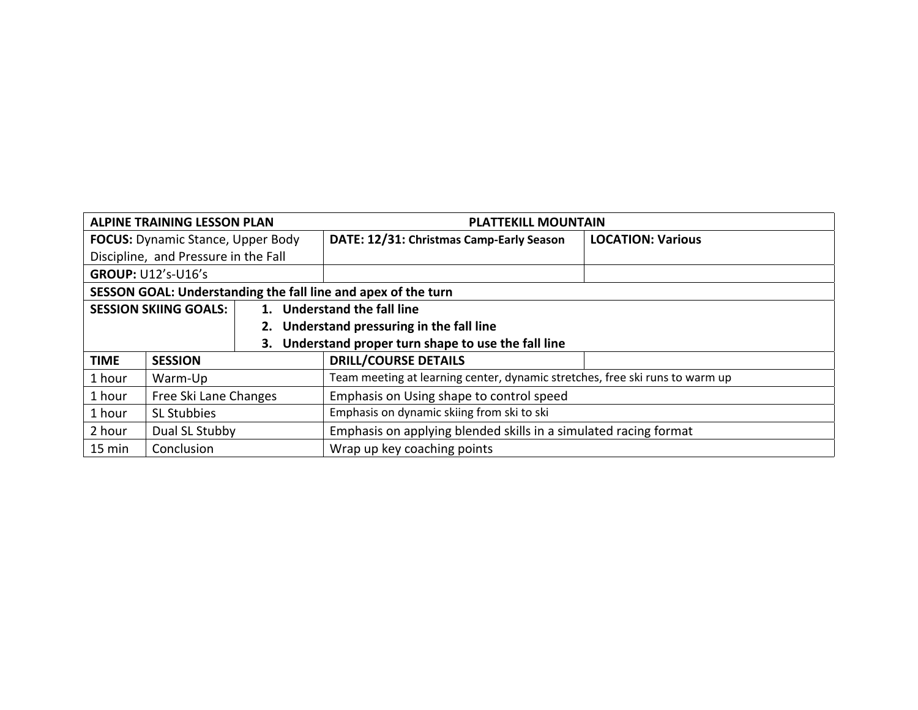| ALPINE TRAINING LESSON PLAN | | | PLATTEKILL MOUNTAIN | |
|---|---|---|---|---|
| **FOCUS:** Dynamic Stance, Upper Body Discipline, and Pressure in the Fall | | | **DATE: 12/31: Christmas Camp-Early Season** | **LOCATION: Various** |
| **GROUP:** U12's-U16's | | | | |
| **SESSON GOAL: Understanding the fall line and apex of the turn** | | | | |
| **SESSION SKIING GOALS:** | | **1. Understand the fall line**<br>**2. Understand pressuring in the fall line**<br>**3. Understand proper turn shape to use the fall line** | | |
| **TIME** | **SESSION** | | **DRILL/COURSE DETAILS** | |
| 1 hour | Warm-Up | | Team meeting at learning center, dynamic stretches, free ski runs to warm up | |
| 1 hour | Free Ski Lane Changes | | Emphasis on Using shape to control speed | |
| 1 hour | SL Stubbies | | Emphasis on dynamic skiing from ski to ski | |
| 2 hour | Dual SL Stubby | | Emphasis on applying blended skills in a simulated racing format | |
| 15 min | Conclusion | | Wrap up key coaching points | |